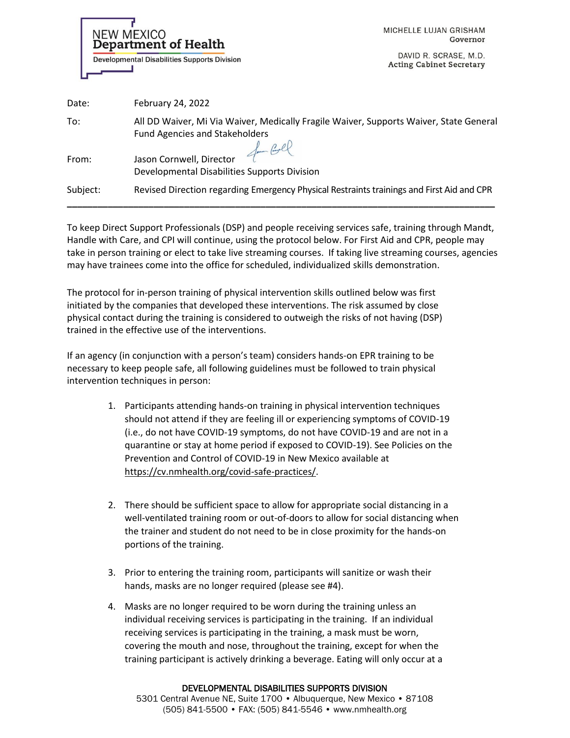NEW MEXICO
**Department of Health**
Developmental Disabilities Supports Division

MICHELLE LUJAN GRISHAM
Governor

DAVID R. SCRASE, M.D.
Acting Cabinet Secretary

| | |
|---|---|
| Date: | February 24, 2022 |
| To: | All DD Waiver, Mi Via Waiver, Medically Fragile Waiver, Supports Waiver, State General Fund Agencies and Stakeholders |
| From: | Jason Cornwell, Director<br>Developmental Disabilities Supports Division |
| Subject: | Revised Direction regarding Emergency Physical Restraints trainings and First Aid and CPR |

---

To keep Direct Support Professionals (DSP) and people receiving services safe, training through Mandt, Handle with Care, and CPI will continue, using the protocol below. For First Aid and CPR, people may take in person training or elect to take live streaming courses. If taking live streaming courses, agencies may have trainees come into the office for scheduled, individualized skills demonstration.

The protocol for in-person training of physical intervention skills outlined below was first initiated by the companies that developed these interventions. The risk assumed by close physical contact during the training is considered to outweigh the risks of not having (DSP) trained in the effective use of the interventions.

If an agency (in conjunction with a person's team) considers hands-on EPR training to be necessary to keep people safe, all following guidelines must be followed to train physical intervention techniques in person:

1. Participants attending hands-on training in physical intervention techniques should not attend if they are feeling ill or experiencing symptoms of COVID-19 (i.e., do not have COVID-19 symptoms, do not have COVID-19 and are not in a quarantine or stay at home period if exposed to COVID-19). See Policies on the Prevention and Control of COVID-19 in New Mexico available at https://cv.nmhealth.org/covid-safe-practices/.

2. There should be sufficient space to allow for appropriate social distancing in a well-ventilated training room or out-of-doors to allow for social distancing when the trainer and student do not need to be in close proximity for the hands-on portions of the training.

3. Prior to entering the training room, participants will sanitize or wash their hands, masks are no longer required (please see #4).

4. Masks are no longer required to be worn during the training unless an individual receiving services is participating in the training. If an individual receiving services is participating in the training, a mask must be worn, covering the mouth and nose, throughout the training, except for when the training participant is actively drinking a beverage. Eating will only occur at a

DEVELOPMENTAL DISABILITIES SUPPORTS DIVISION
5301 Central Avenue NE, Suite 1700 • Albuquerque, New Mexico • 87108
(505) 841-5500 • FAX: (505) 841-5546 • www.nmhealth.org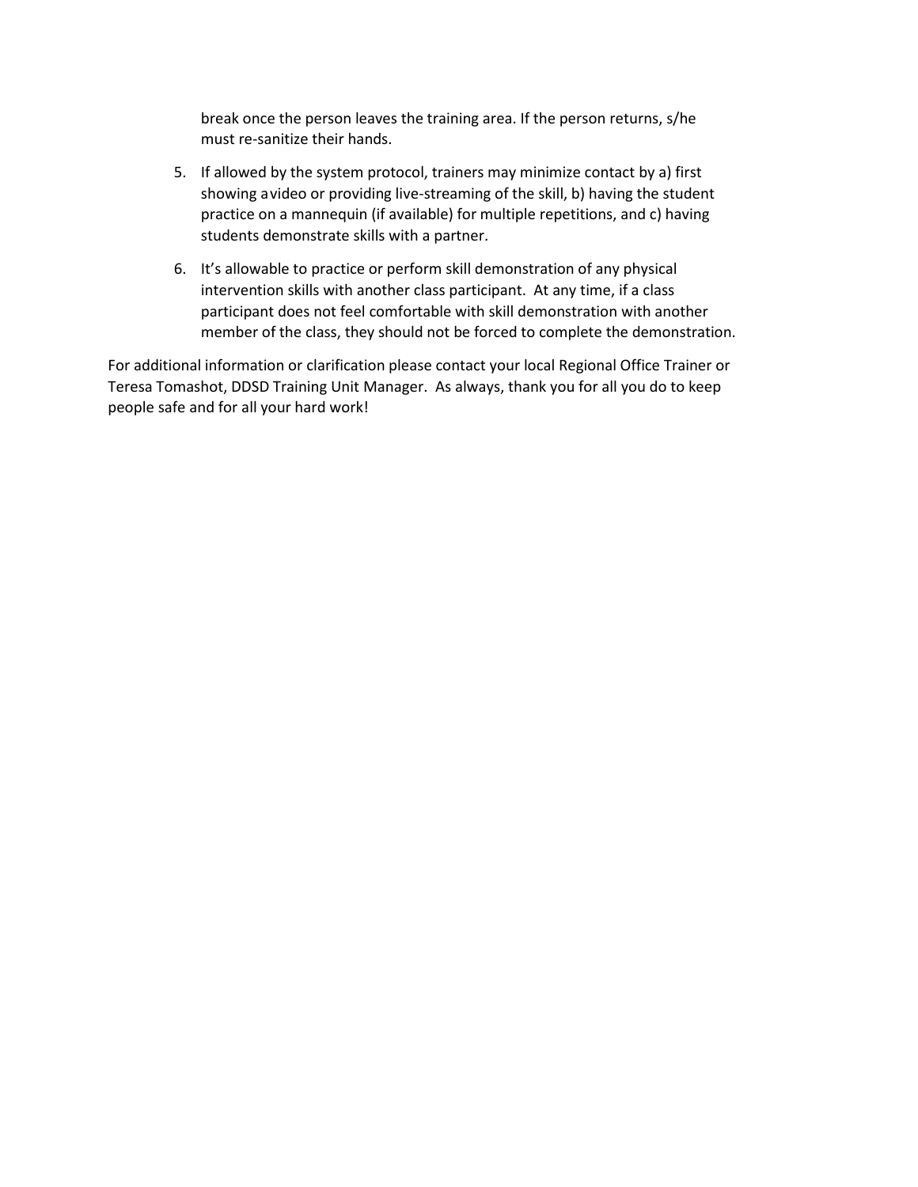break once the person leaves the training area. If the person returns, s/he must re-sanitize their hands.

5. If allowed by the system protocol, trainers may minimize contact by a) first showing a video or providing live-streaming of the skill, b) having the student practice on a mannequin (if available) for multiple repetitions, and c) having students demonstrate skills with a partner.

6. It's allowable to practice or perform skill demonstration of any physical intervention skills with another class participant. At any time, if a class participant does not feel comfortable with skill demonstration with another member of the class, they should not be forced to complete the demonstration.

For additional information or clarification please contact your local Regional Office Trainer or Teresa Tomashot, DDSD Training Unit Manager. As always, thank you for all you do to keep people safe and for all your hard work!